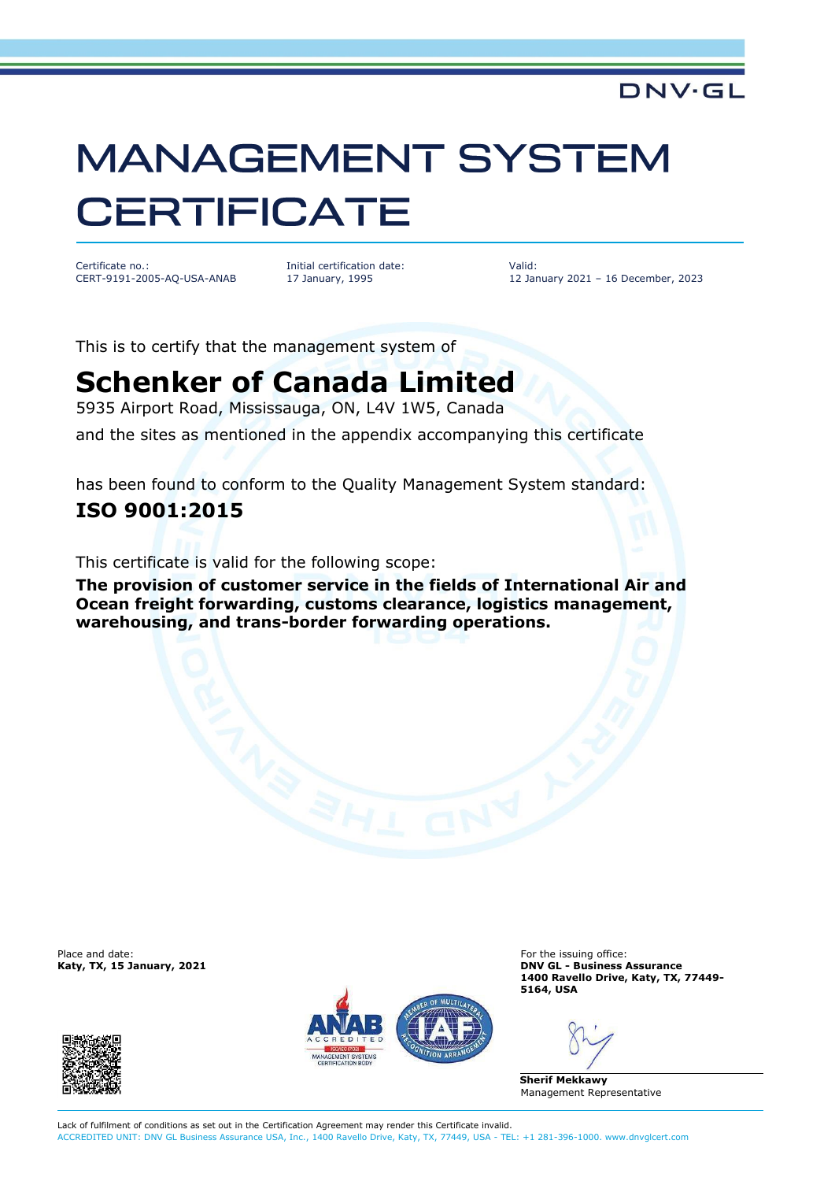DNV·GL

# MANAGEMENT SYSTEM CERTIFICATE

| Certificate no.: | Initial certification date: | Valid: |
|---|---|---|
| CERT-9191-2005-AQ-USA-ANAB | 17 January, 1995 | 12 January 2021 – 16 December, 2023 |

This is to certify that the management system of

## Schenker of Canada Limited

5935 Airport Road, Mississauga, ON, L4V 1W5, Canada

and the sites as mentioned in the appendix accompanying this certificate

has been found to conform to the Quality Management System standard:

## ISO 9001:2015

This certificate is valid for the following scope:

**The provision of customer service in the fields of International Air and Ocean freight forwarding, customs clearance, logistics management, warehousing, and trans-border forwarding operations.**

Place and date:
**Katy, TX, 15 January, 2021**

For the issuing office:
**DNV GL - Business Assurance**
**1400 Ravello Drive, Katy, TX, 77449-5164, USA**

**Sherif Mekkawy**
Management Representative

Lack of fulfilment of conditions as set out in the Certification Agreement may render this Certificate invalid.
ACCREDITED UNIT: DNV GL Business Assurance USA, Inc., 1400 Ravello Drive, Katy, TX, 77449, USA - TEL: +1 281-396-1000. www.dnvglcert.com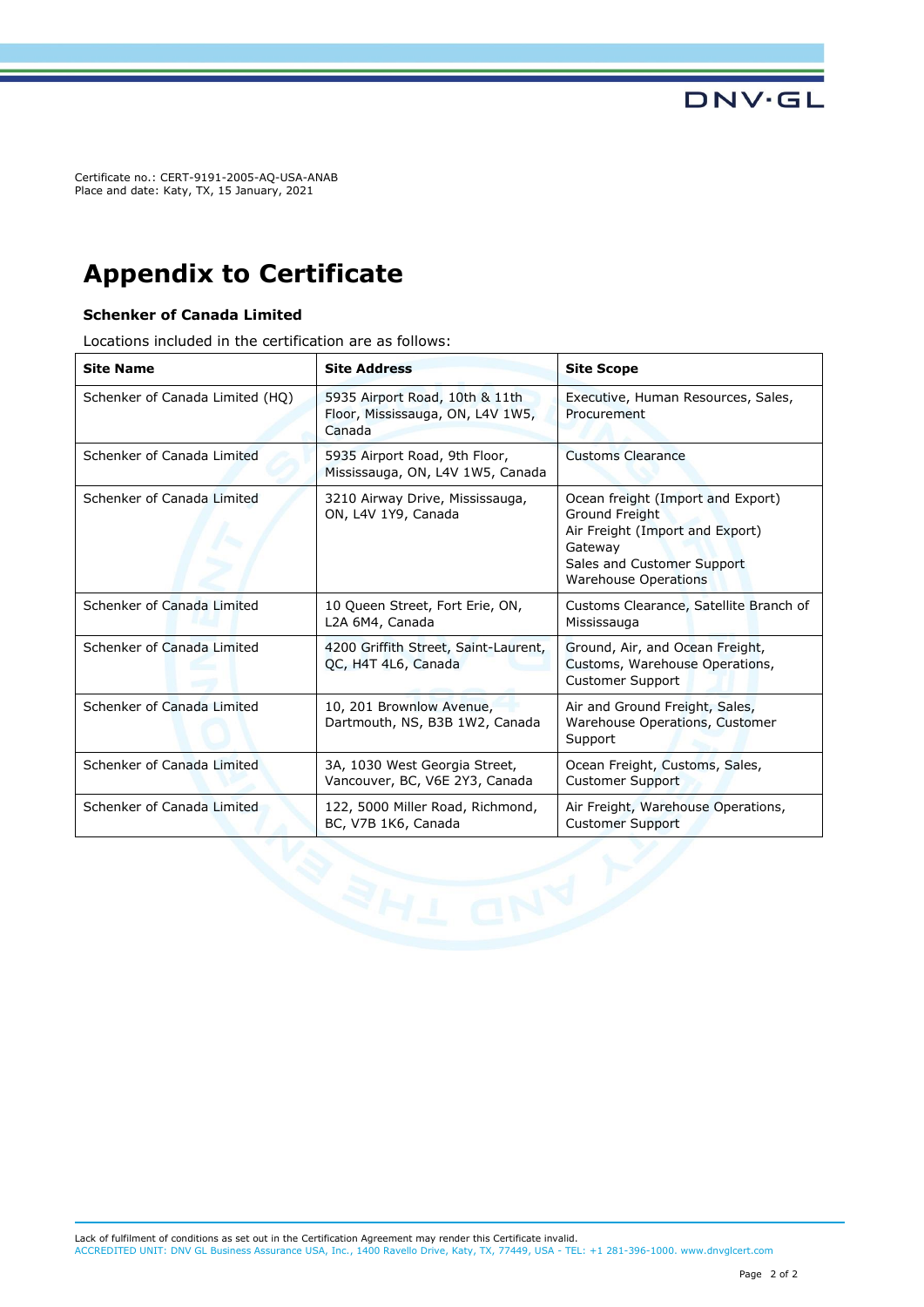Certificate no.: CERT-9191-2005-AQ-USA-ANAB
Place and date: Katy, TX, 15 January, 2021

# Appendix to Certificate

**Schenker of Canada Limited**

Locations included in the certification are as follows:

| Site Name | Site Address | Site Scope |
|---|---|---|
| Schenker of Canada Limited (HQ) | 5935 Airport Road, 10th & 11th Floor, Mississauga, ON, L4V 1W5, Canada | Executive, Human Resources, Sales, Procurement |
| Schenker of Canada Limited | 5935 Airport Road, 9th Floor, Mississauga, ON, L4V 1W5, Canada | Customs Clearance |
| Schenker of Canada Limited | 3210 Airway Drive, Mississauga, ON, L4V 1Y9, Canada | Ocean freight (Import and Export)<br>Ground Freight<br>Air Freight (Import and Export)<br>Gateway<br>Sales and Customer Support<br>Warehouse Operations |
| Schenker of Canada Limited | 10 Queen Street, Fort Erie, ON, L2A 6M4, Canada | Customs Clearance, Satellite Branch of Mississauga |
| Schenker of Canada Limited | 4200 Griffith Street, Saint-Laurent, QC, H4T 4L6, Canada | Ground, Air, and Ocean Freight, Customs, Warehouse Operations, Customer Support |
| Schenker of Canada Limited | 10, 201 Brownlow Avenue, Dartmouth, NS, B3B 1W2, Canada | Air and Ground Freight, Sales, Warehouse Operations, Customer Support |
| Schenker of Canada Limited | 3A, 1030 West Georgia Street, Vancouver, BC, V6E 2Y3, Canada | Ocean Freight, Customs, Sales, Customer Support |
| Schenker of Canada Limited | 122, 5000 Miller Road, Richmond, BC, V7B 1K6, Canada | Air Freight, Warehouse Operations, Customer Support |

Lack of fulfilment of conditions as set out in the Certification Agreement may render this Certificate invalid.
ACCREDITED UNIT: DNV GL Business Assurance USA, Inc., 1400 Ravello Drive, Katy, TX, 77449, USA - TEL: +1 281-396-1000. www.dnvglcert.com